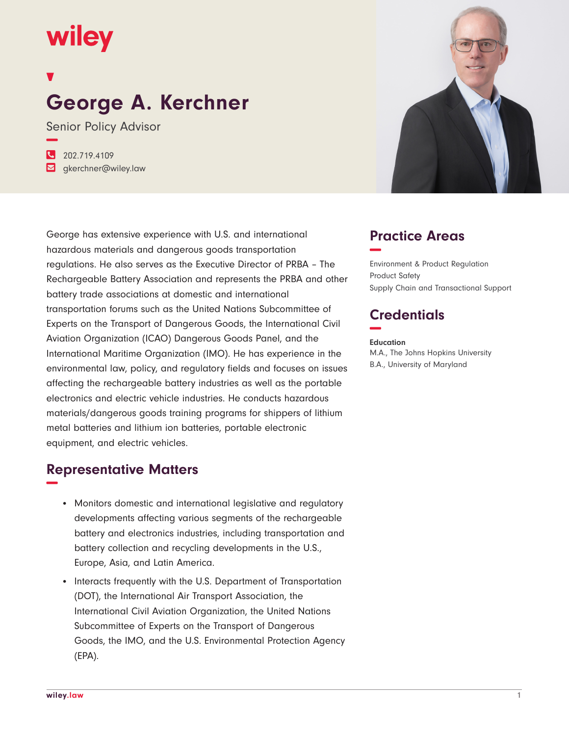wiley

# George A. Kerchner

Senior Policy Advisor

202.719.4109
gkerchner@wiley.law

George has extensive experience with U.S. and international hazardous materials and dangerous goods transportation regulations. He also serves as the Executive Director of PRBA – The Rechargeable Battery Association and represents the PRBA and other battery trade associations at domestic and international transportation forums such as the United Nations Subcommittee of Experts on the Transport of Dangerous Goods, the International Civil Aviation Organization (ICAO) Dangerous Goods Panel, and the International Maritime Organization (IMO). He has experience in the environmental law, policy, and regulatory fields and focuses on issues affecting the rechargeable battery industries as well as the portable electronics and electric vehicle industries. He conducts hazardous materials/dangerous goods training programs for shippers of lithium metal batteries and lithium ion batteries, portable electronic equipment, and electric vehicles.

## Representative Matters

- Monitors domestic and international legislative and regulatory developments affecting various segments of the rechargeable battery and electronics industries, including transportation and battery collection and recycling developments in the U.S., Europe, Asia, and Latin America.
- Interacts frequently with the U.S. Department of Transportation (DOT), the International Air Transport Association, the International Civil Aviation Organization, the United Nations Subcommittee of Experts on the Transport of Dangerous Goods, the IMO, and the U.S. Environmental Protection Agency (EPA).

## Practice Areas

Environment & Product Regulation
Product Safety
Supply Chain and Transactional Support

## Credentials

**Education**
M.A., The Johns Hopkins University
B.A., University of Maryland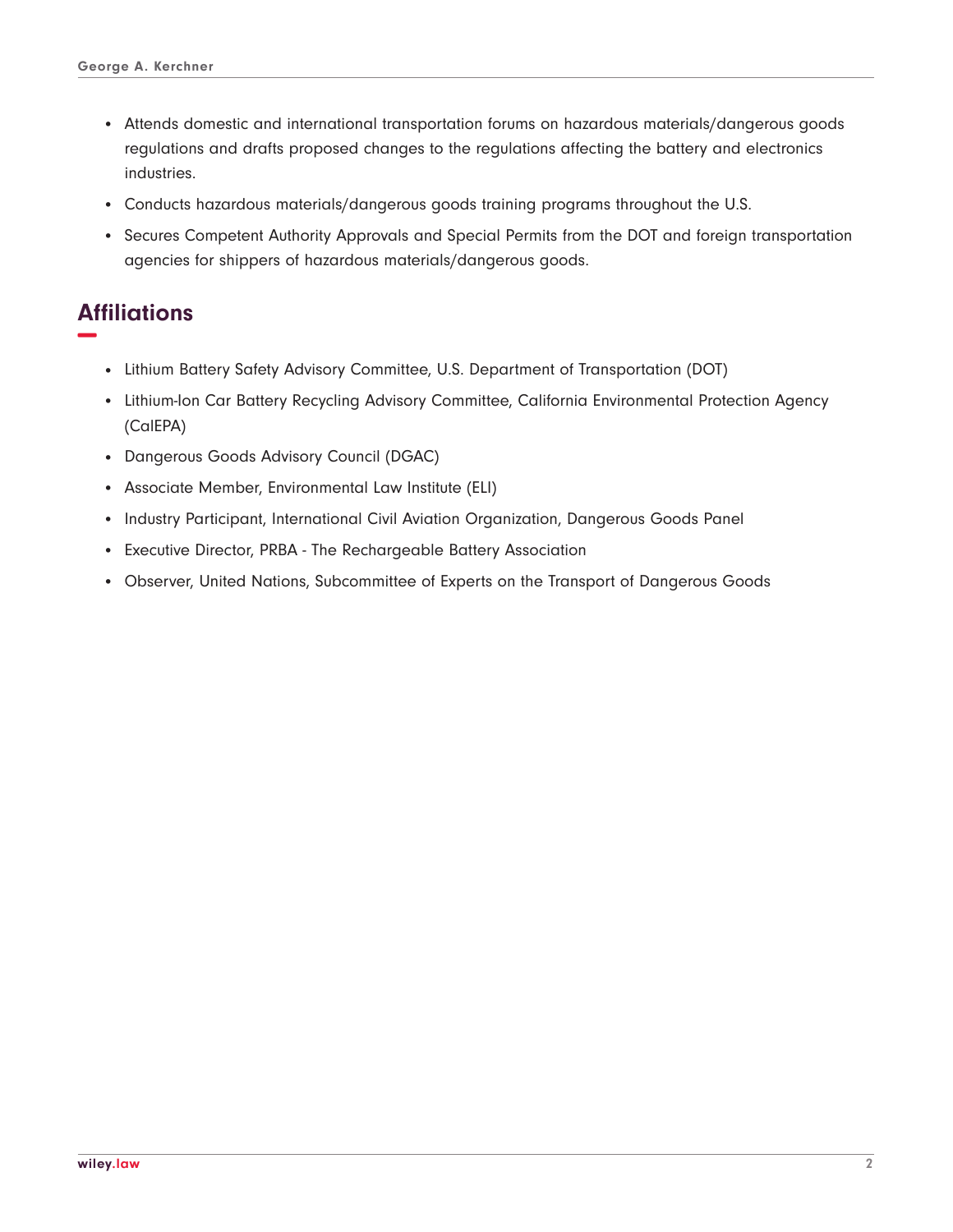- Attends domestic and international transportation forums on hazardous materials/dangerous goods regulations and drafts proposed changes to the regulations affecting the battery and electronics industries.
- Conducts hazardous materials/dangerous goods training programs throughout the U.S.
- Secures Competent Authority Approvals and Special Permits from the DOT and foreign transportation agencies for shippers of hazardous materials/dangerous goods.

## Affiliations

- Lithium Battery Safety Advisory Committee, U.S. Department of Transportation (DOT)
- Lithium-Ion Car Battery Recycling Advisory Committee, California Environmental Protection Agency (CalEPA)
- Dangerous Goods Advisory Council (DGAC)
- Associate Member, Environmental Law Institute (ELI)
- Industry Participant, International Civil Aviation Organization, Dangerous Goods Panel
- Executive Director, PRBA - The Rechargeable Battery Association
- Observer, United Nations, Subcommittee of Experts on the Transport of Dangerous Goods